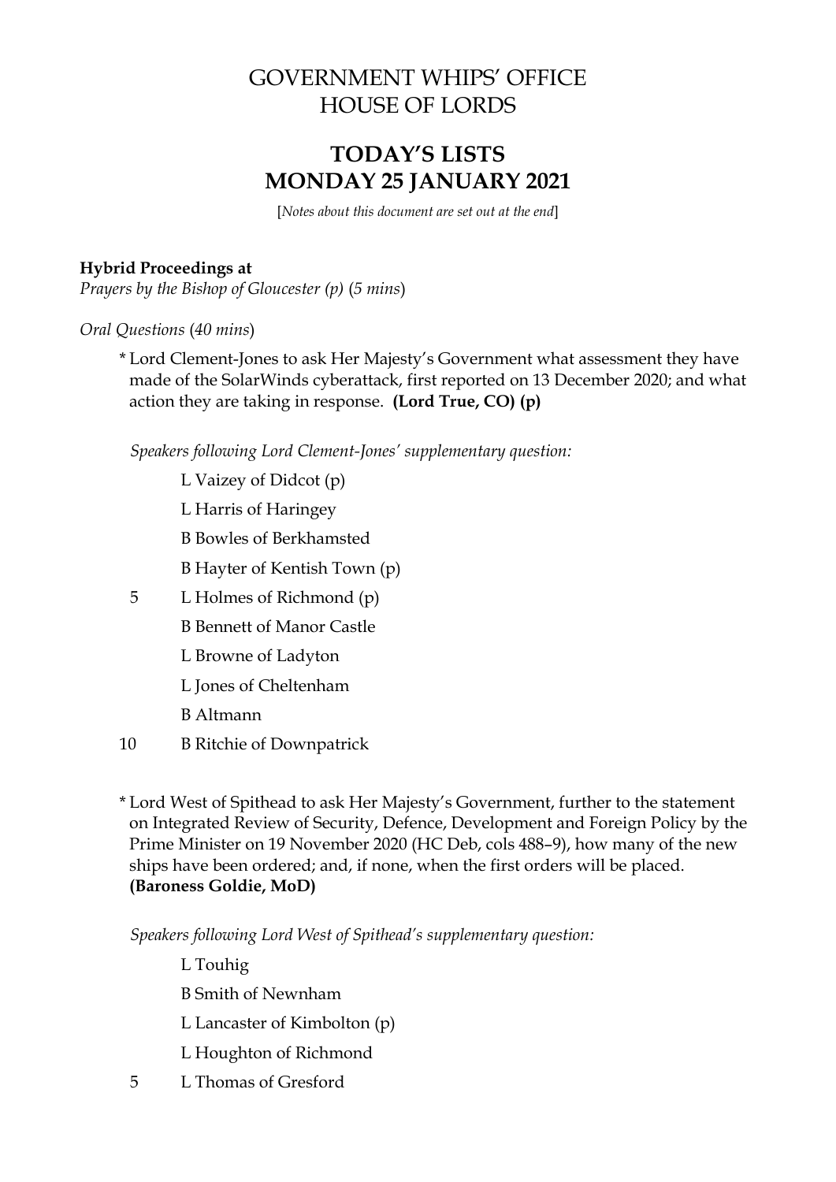# GOVERNMENT WHIPS' OFFICE
# HOUSE OF LORDS

## TODAY'S LISTS
## MONDAY 25 JANUARY 2021

[*Notes about this document are set out at the end*]

**Hybrid Proceedings at**

*Prayers by the Bishop of Gloucester (p)* (*5 mins*)

*Oral Questions* (*40 mins*)

\* Lord Clement-Jones to ask Her Majesty's Government what assessment they have made of the SolarWinds cyberattack, first reported on 13 December 2020; and what action they are taking in response. **(Lord True, CO) (p)**

*Speakers following Lord Clement-Jones' supplementary question:*

- L Vaizey of Didcot (p)
- L Harris of Haringey
- B Bowles of Berkhamsted
- B Hayter of Kentish Town (p)
- 5 L Holmes of Richmond (p)
- B Bennett of Manor Castle
- L Browne of Ladyton
- L Jones of Cheltenham
- B Altmann
- 10 B Ritchie of Downpatrick

\* Lord West of Spithead to ask Her Majesty's Government, further to the statement on Integrated Review of Security, Defence, Development and Foreign Policy by the Prime Minister on 19 November 2020 (HC Deb, cols 488–9), how many of the new ships have been ordered; and, if none, when the first orders will be placed. **(Baroness Goldie, MoD)**

*Speakers following Lord West of Spithead's supplementary question:*

- L Touhig
- B Smith of Newnham
- L Lancaster of Kimbolton (p)
- L Houghton of Richmond
- 5 L Thomas of Gresford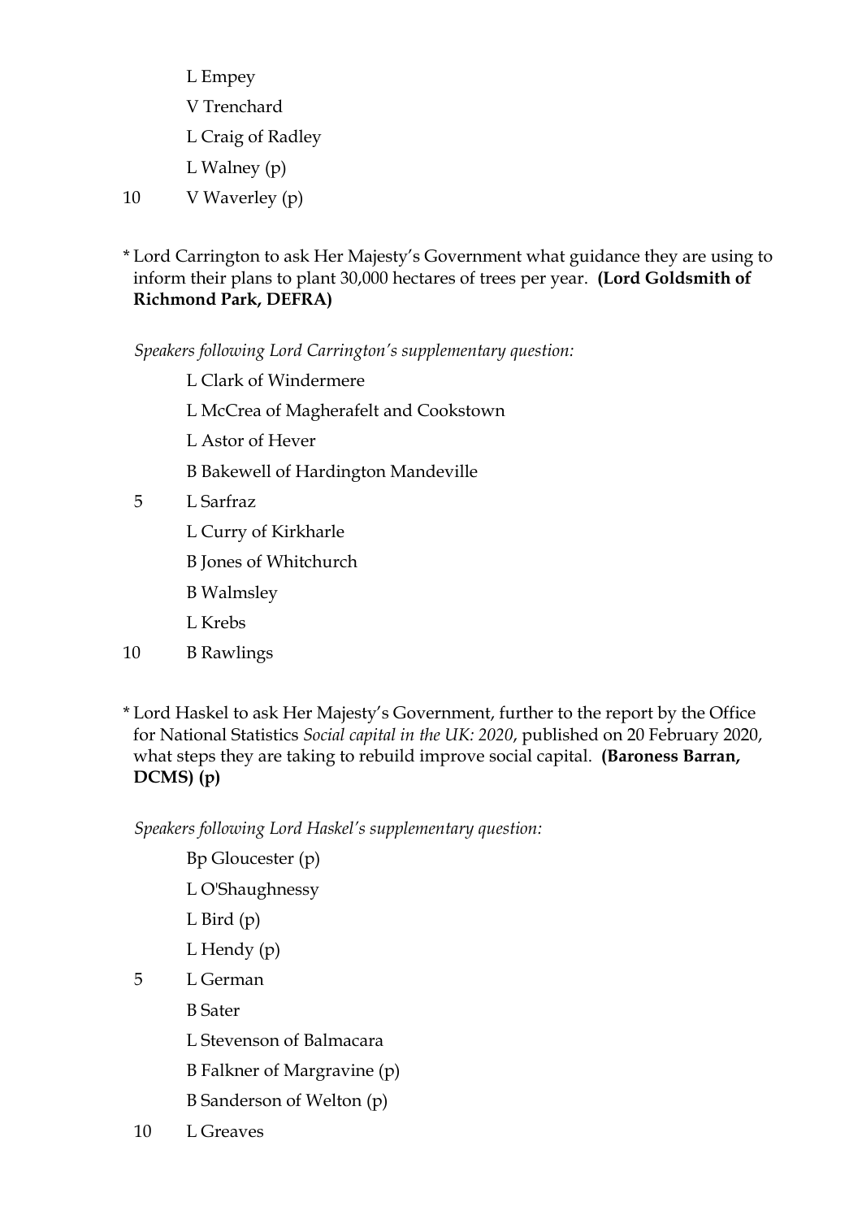L Empey

V Trenchard

L Craig of Radley

L Walney (p)

10 V Waverley (p)

\* Lord Carrington to ask Her Majesty's Government what guidance they are using to inform their plans to plant 30,000 hectares of trees per year. **(Lord Goldsmith of Richmond Park, DEFRA)**

*Speakers following Lord Carrington's supplementary question:*

L Clark of Windermere

L McCrea of Magherafelt and Cookstown

L Astor of Hever

B Bakewell of Hardington Mandeville

5 L Sarfraz

L Curry of Kirkharle

B Jones of Whitchurch

B Walmsley

L Krebs

10 B Rawlings

\* Lord Haskel to ask Her Majesty's Government, further to the report by the Office for National Statistics *Social capital in the UK: 2020*, published on 20 February 2020, what steps they are taking to rebuild improve social capital. **(Baroness Barran, DCMS) (p)**

*Speakers following Lord Haskel's supplementary question:*

Bp Gloucester (p)

L O'Shaughnessy

L Bird (p)

L Hendy (p)

5 L German

B Sater

L Stevenson of Balmacara

B Falkner of Margravine (p)

B Sanderson of Welton (p)

10 L Greaves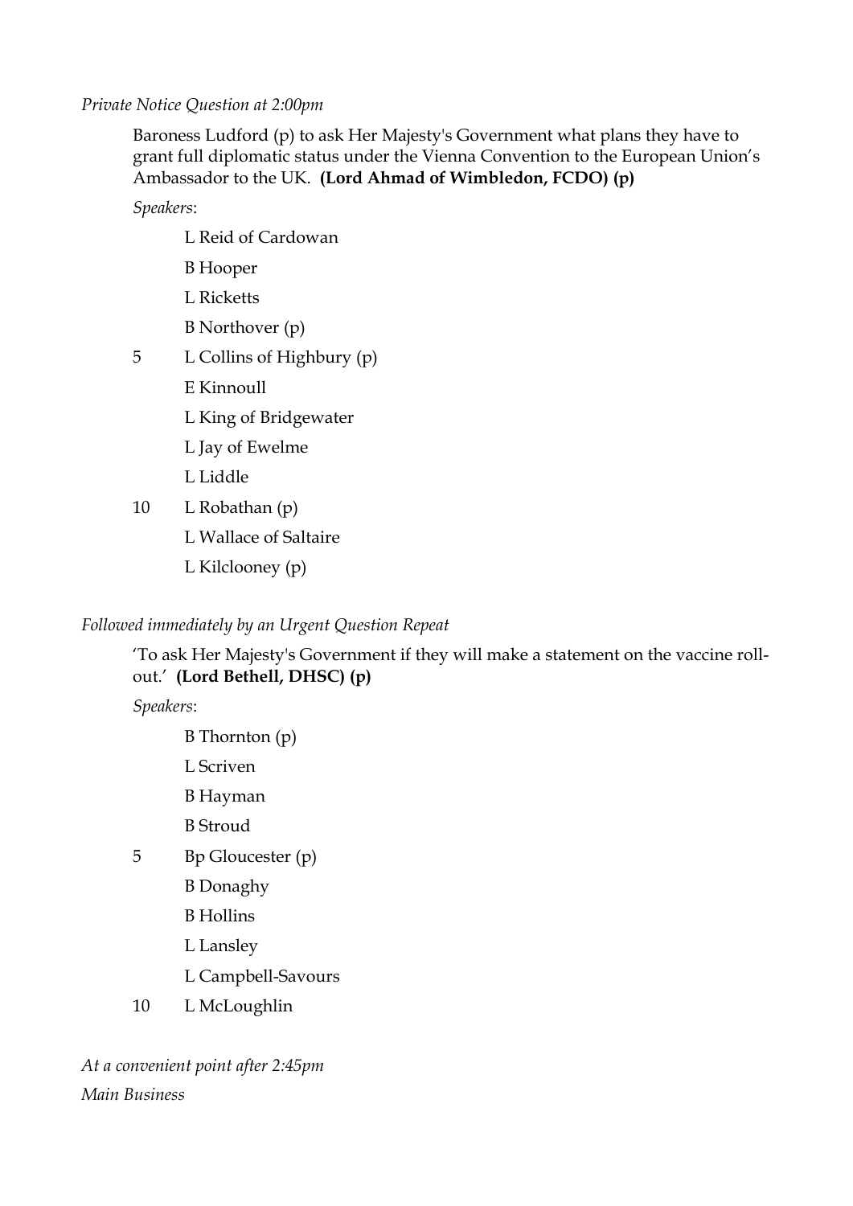*Private Notice Question at 2:00pm*

Baroness Ludford (p) to ask Her Majesty's Government what plans they have to grant full diplomatic status under the Vienna Convention to the European Union's Ambassador to the UK. **(Lord Ahmad of Wimbledon, FCDO) (p)**

*Speakers*:

L Reid of Cardowan  
B Hooper  
L Ricketts  
B Northover (p)  
5 L Collins of Highbury (p)  
E Kinnoull  
L King of Bridgewater  
L Jay of Ewelme  
L Liddle  
10 L Robathan (p)  
L Wallace of Saltaire  
L Kilclooney (p)

*Followed immediately by an Urgent Question Repeat*

'To ask Her Majesty's Government if they will make a statement on the vaccine roll-out.' **(Lord Bethell, DHSC) (p)**

*Speakers*:

B Thornton (p)  
L Scriven  
B Hayman  
B Stroud  
5 Bp Gloucester (p)  
B Donaghy  
B Hollins  
L Lansley  
L Campbell-Savours  
10 L McLoughlin

*At a convenient point after 2:45pm*

*Main Business*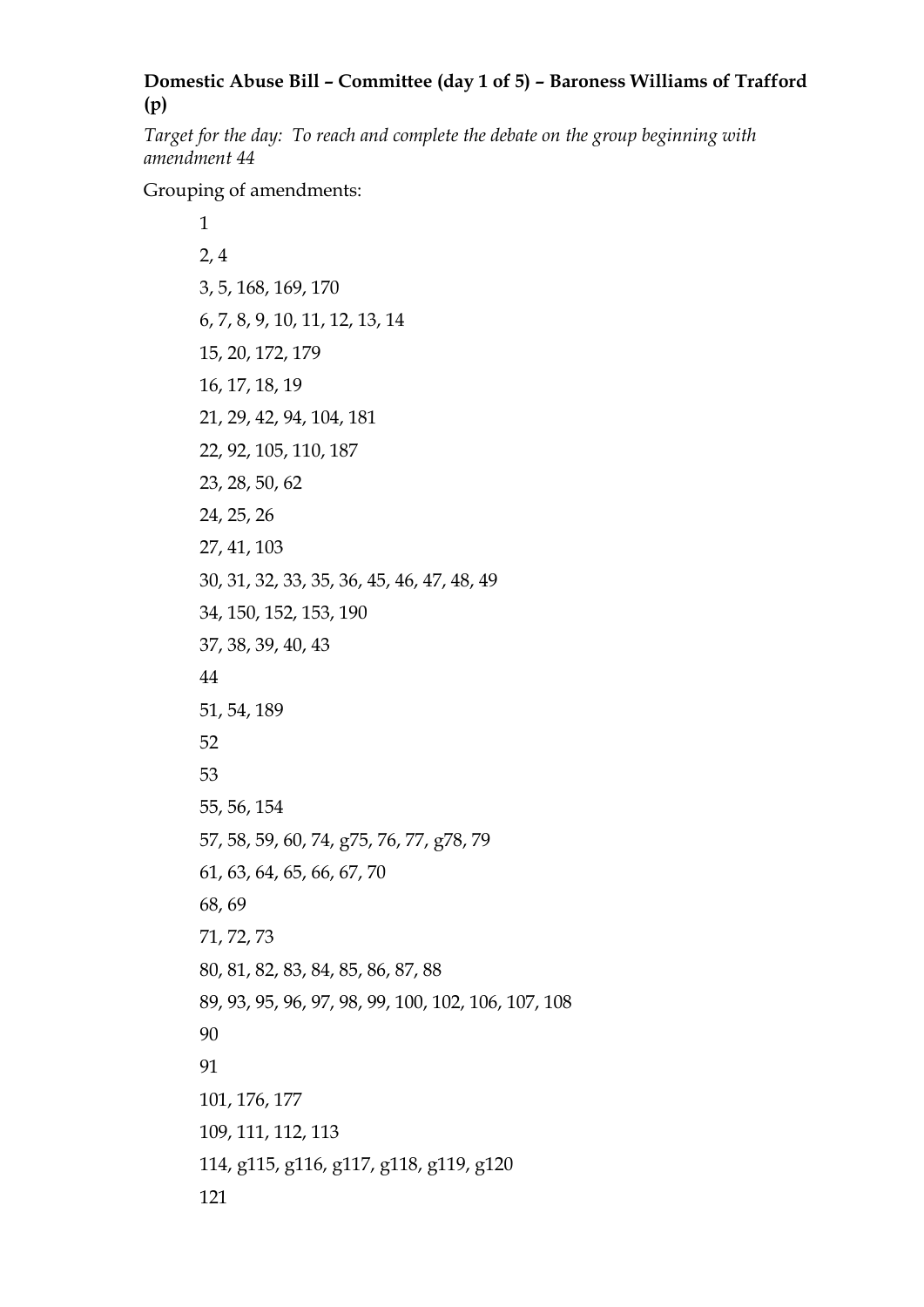**Domestic Abuse Bill – Committee (day 1 of 5) – Baroness Williams of Trafford (p)**

*Target for the day: To reach and complete the debate on the group beginning with amendment 44*

Grouping of amendments:

1

2, 4

3, 5, 168, 169, 170

6, 7, 8, 9, 10, 11, 12, 13, 14

15, 20, 172, 179

16, 17, 18, 19

21, 29, 42, 94, 104, 181

22, 92, 105, 110, 187

23, 28, 50, 62

24, 25, 26

27, 41, 103

30, 31, 32, 33, 35, 36, 45, 46, 47, 48, 49

34, 150, 152, 153, 190

37, 38, 39, 40, 43

44

51, 54, 189

52

53

55, 56, 154

57, 58, 59, 60, 74, g75, 76, 77, g78, 79

61, 63, 64, 65, 66, 67, 70

68, 69

71, 72, 73

80, 81, 82, 83, 84, 85, 86, 87, 88

89, 93, 95, 96, 97, 98, 99, 100, 102, 106, 107, 108

90

91

101, 176, 177

109, 111, 112, 113

114, g115, g116, g117, g118, g119, g120

121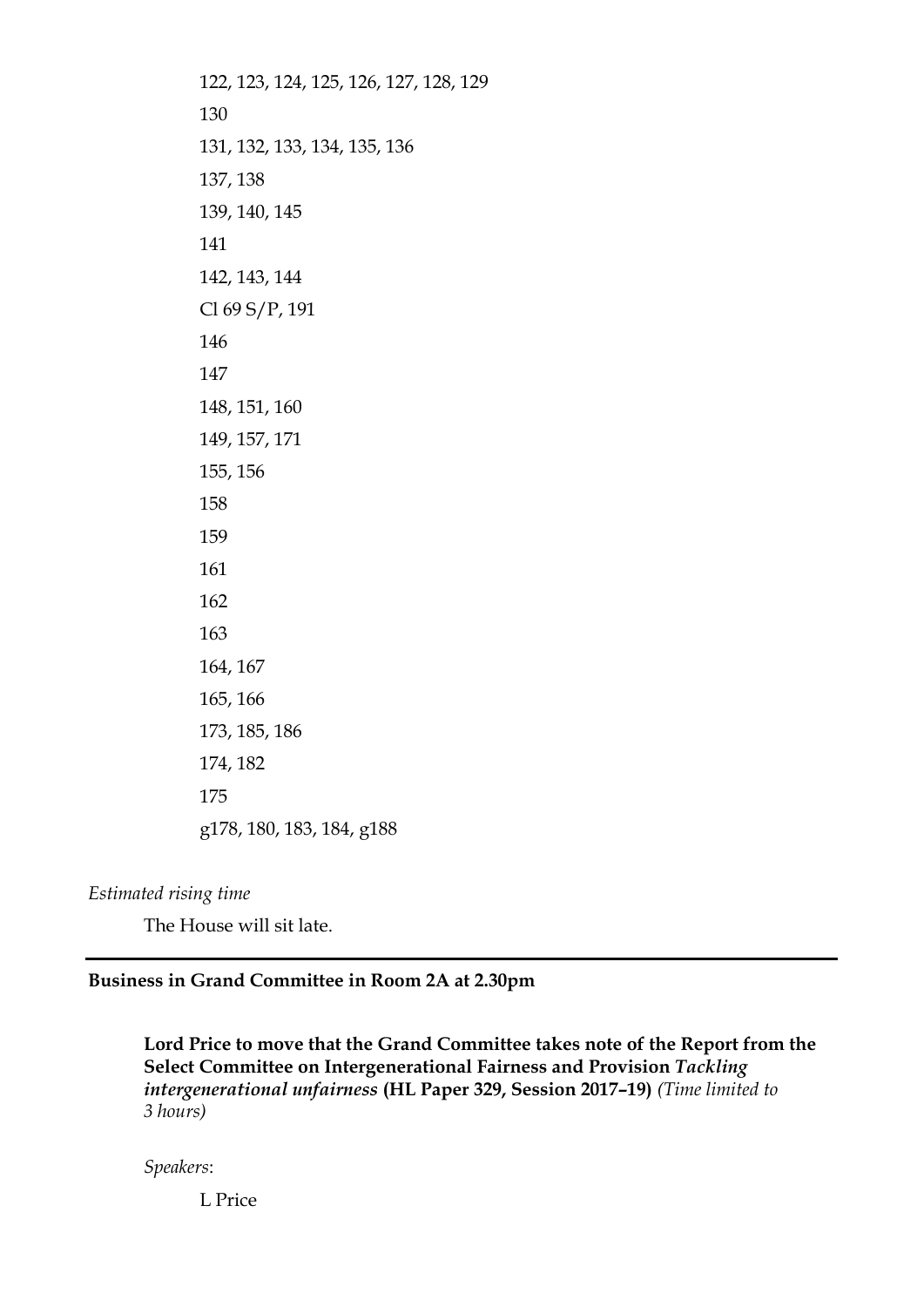122, 123, 124, 125, 126, 127, 128, 129

130

131, 132, 133, 134, 135, 136

137, 138

139, 140, 145

141

142, 143, 144

Cl 69 S/P, 191

146

147

148, 151, 160

149, 157, 171

155, 156

158

159

161

162

163

164, 167

165, 166

173, 185, 186

174, 182

175

g178, 180, 183, 184, g188

*Estimated rising time*

The House will sit late.

---

**Business in Grand Committee in Room 2A at 2.30pm**

**Lord Price to move that the Grand Committee takes note of the Report from the Select Committee on Intergenerational Fairness and Provision *Tackling intergenerational unfairness* (HL Paper 329, Session 2017–19)** *(Time limited to 3 hours)*

*Speakers*:

L Price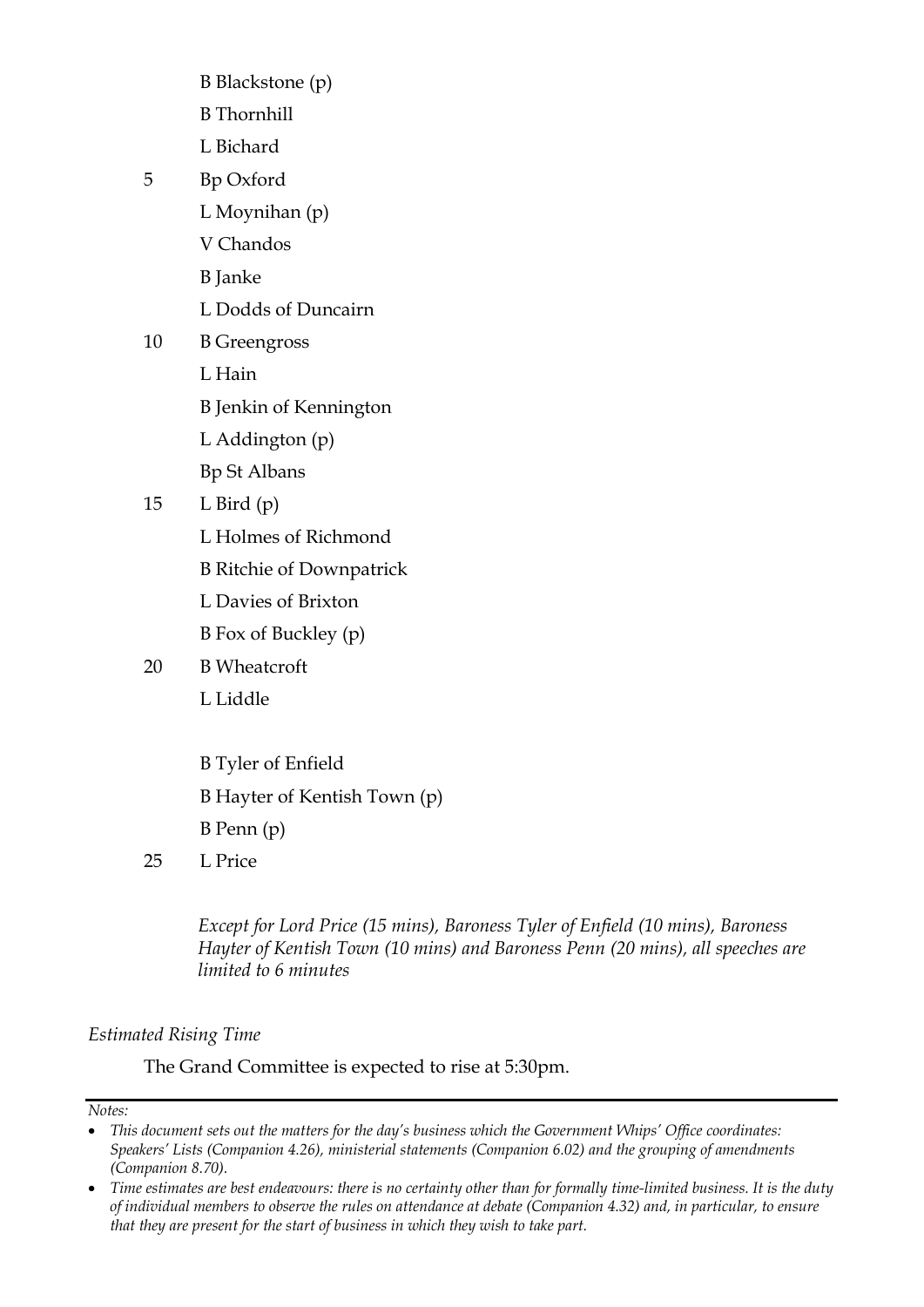B Blackstone (p)  
B Thornhill  
L Bichard  
5 Bp Oxford  
L Moynihan (p)  
V Chandos  
B Janke  
L Dodds of Duncairn  
10 B Greengross  
L Hain  
B Jenkin of Kennington  
L Addington (p)  
Bp St Albans  
15 L Bird (p)  
L Holmes of Richmond  
B Ritchie of Downpatrick  
L Davies of Brixton  
B Fox of Buckley (p)  
20 B Wheatcroft  
L Liddle  

B Tyler of Enfield  
B Hayter of Kentish Town (p)  
B Penn (p)  
25 L Price  

*Except for Lord Price (15 mins), Baroness Tyler of Enfield (10 mins), Baroness Hayter of Kentish Town (10 mins) and Baroness Penn (20 mins), all speeches are limited to 6 minutes*

*Estimated Rising Time*

The Grand Committee is expected to rise at 5:30pm.

---

*Notes:*

- *This document sets out the matters for the day's business which the Government Whips' Office coordinates: Speakers' Lists (Companion 4.26), ministerial statements (Companion 6.02) and the grouping of amendments (Companion 8.70).*
- *Time estimates are best endeavours: there is no certainty other than for formally time-limited business. It is the duty of individual members to observe the rules on attendance at debate (Companion 4.32) and, in particular, to ensure that they are present for the start of business in which they wish to take part.*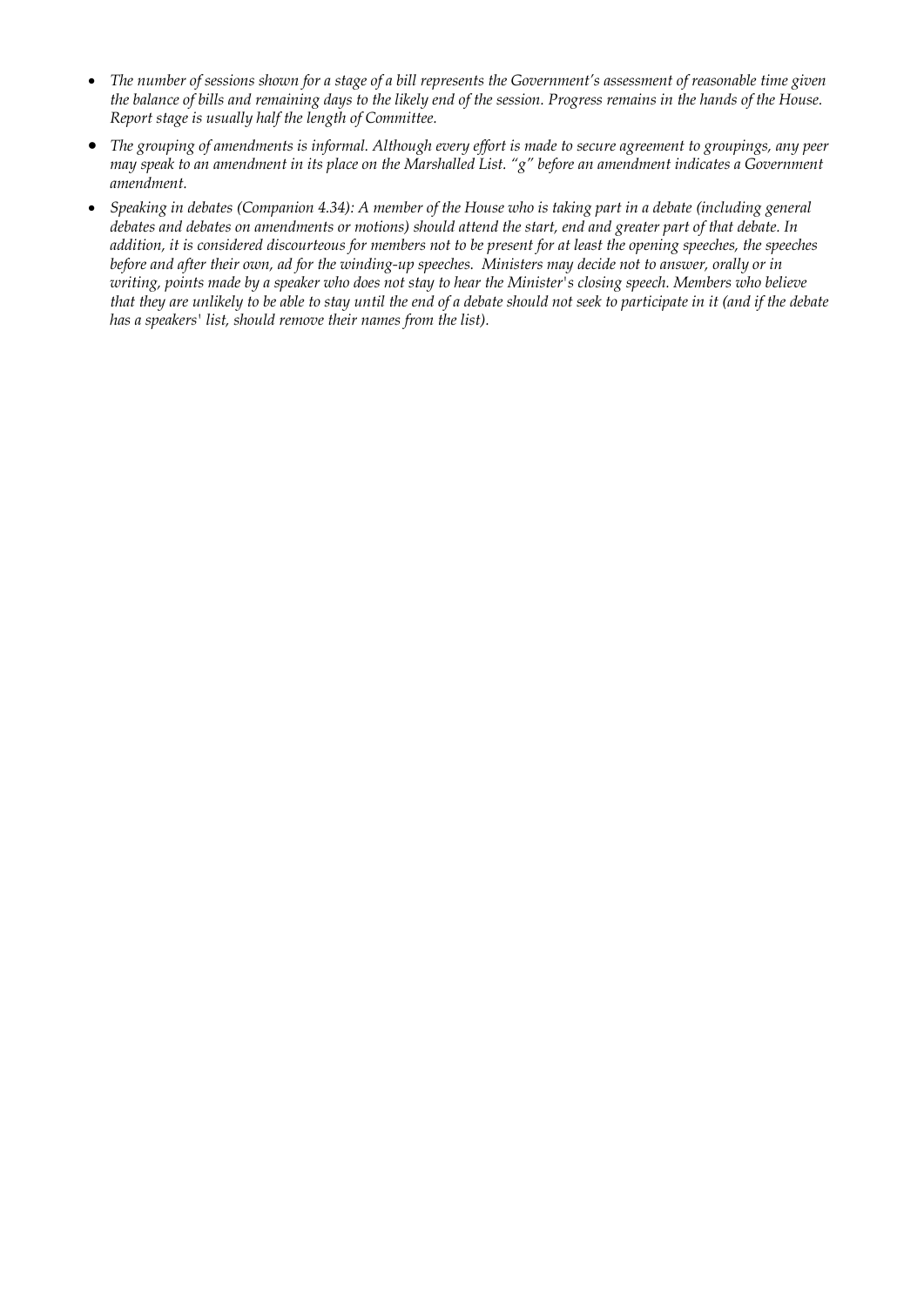- *The number of sessions shown for a stage of a bill represents the Government's assessment of reasonable time given the balance of bills and remaining days to the likely end of the session. Progress remains in the hands of the House. Report stage is usually half the length of Committee.*
- *The grouping of amendments is informal. Although every effort is made to secure agreement to groupings, any peer may speak to an amendment in its place on the Marshalled List. "g" before an amendment indicates a Government amendment.*
- *Speaking in debates (Companion 4.34): A member of the House who is taking part in a debate (including general debates and debates on amendments or motions) should attend the start, end and greater part of that debate. In addition, it is considered discourteous for members not to be present for at least the opening speeches, the speeches before and after their own, ad for the winding-up speeches. Ministers may decide not to answer, orally or in writing, points made by a speaker who does not stay to hear the Minister's closing speech. Members who believe that they are unlikely to be able to stay until the end of a debate should not seek to participate in it (and if the debate has a speakers' list, should remove their names from the list).*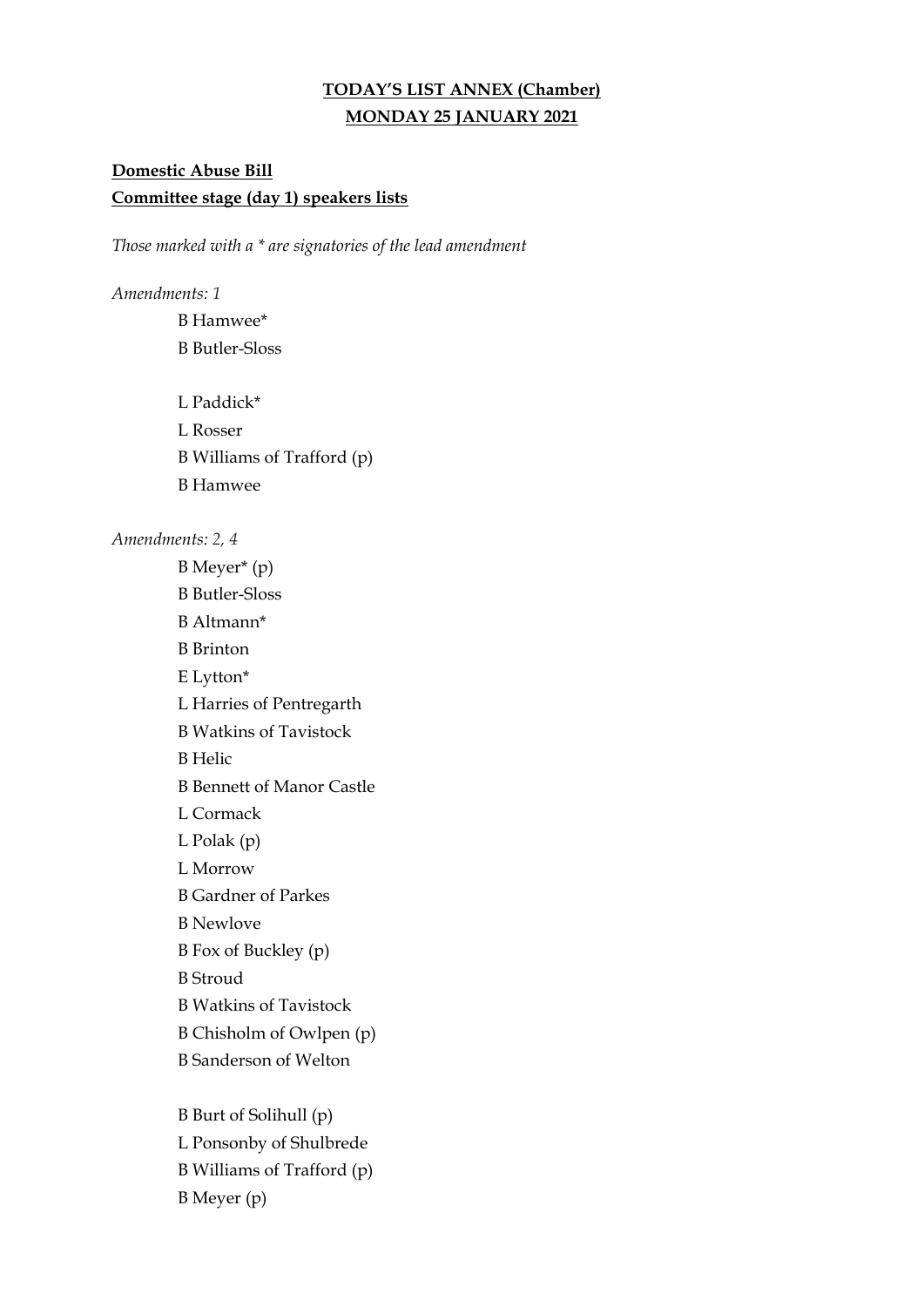**TODAY'S LIST ANNEX (Chamber)**

**MONDAY 25 JANUARY 2021**

**Domestic Abuse Bill**

**Committee stage (day 1) speakers lists**

*Those marked with a * are signatories of the lead amendment*

*Amendments: 1*

B Hamwee*
B Butler-Sloss

L Paddick*
L Rosser
B Williams of Trafford (p)
B Hamwee

*Amendments: 2, 4*

B Meyer* (p)
B Butler-Sloss
B Altmann*
B Brinton
E Lytton*
L Harries of Pentregarth
B Watkins of Tavistock
B Helic
B Bennett of Manor Castle
L Cormack
L Polak (p)
L Morrow
B Gardner of Parkes
B Newlove
B Fox of Buckley (p)
B Stroud
B Watkins of Tavistock
B Chisholm of Owlpen (p)
B Sanderson of Welton

B Burt of Solihull (p)
L Ponsonby of Shulbrede
B Williams of Trafford (p)
B Meyer (p)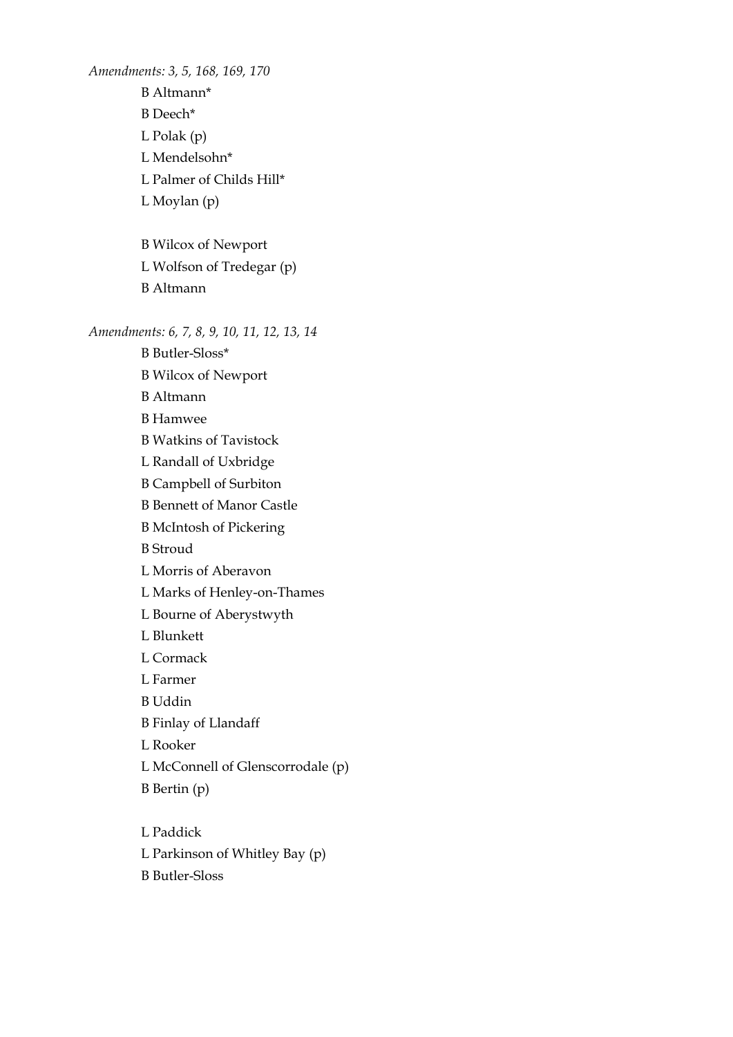*Amendments: 3, 5, 168, 169, 170*

B Altmann*
B Deech*
L Polak (p)
L Mendelsohn*
L Palmer of Childs Hill*
L Moylan (p)

B Wilcox of Newport
L Wolfson of Tredegar (p)
B Altmann

*Amendments: 6, 7, 8, 9, 10, 11, 12, 13, 14*

B Butler-Sloss*
B Wilcox of Newport
B Altmann
B Hamwee
B Watkins of Tavistock
L Randall of Uxbridge
B Campbell of Surbiton
B Bennett of Manor Castle
B McIntosh of Pickering
B Stroud
L Morris of Aberavon
L Marks of Henley-on-Thames
L Bourne of Aberystwyth
L Blunkett
L Cormack
L Farmer
B Uddin
B Finlay of Llandaff
L Rooker
L McConnell of Glenscorrodale (p)
B Bertin (p)

L Paddick
L Parkinson of Whitley Bay (p)
B Butler-Sloss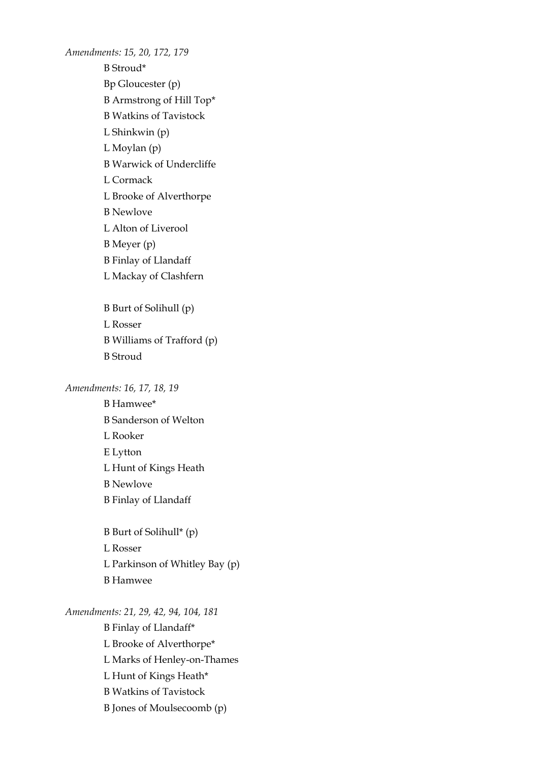*Amendments: 15, 20, 172, 179*

B Stroud*
Bp Gloucester (p)
B Armstrong of Hill Top*
B Watkins of Tavistock
L Shinkwin (p)
L Moylan (p)
B Warwick of Undercliffe
L Cormack
L Brooke of Alverthorpe
B Newlove
L Alton of Liverool
B Meyer (p)
B Finlay of Llandaff
L Mackay of Clashfern

B Burt of Solihull (p)
L Rosser
B Williams of Trafford (p)
B Stroud

*Amendments: 16, 17, 18, 19*

B Hamwee*
B Sanderson of Welton
L Rooker
E Lytton
L Hunt of Kings Heath
B Newlove
B Finlay of Llandaff

B Burt of Solihull* (p)
L Rosser
L Parkinson of Whitley Bay (p)
B Hamwee

*Amendments: 21, 29, 42, 94, 104, 181*

B Finlay of Llandaff*
L Brooke of Alverthorpe*
L Marks of Henley-on-Thames
L Hunt of Kings Heath*
B Watkins of Tavistock
B Jones of Moulsecoomb (p)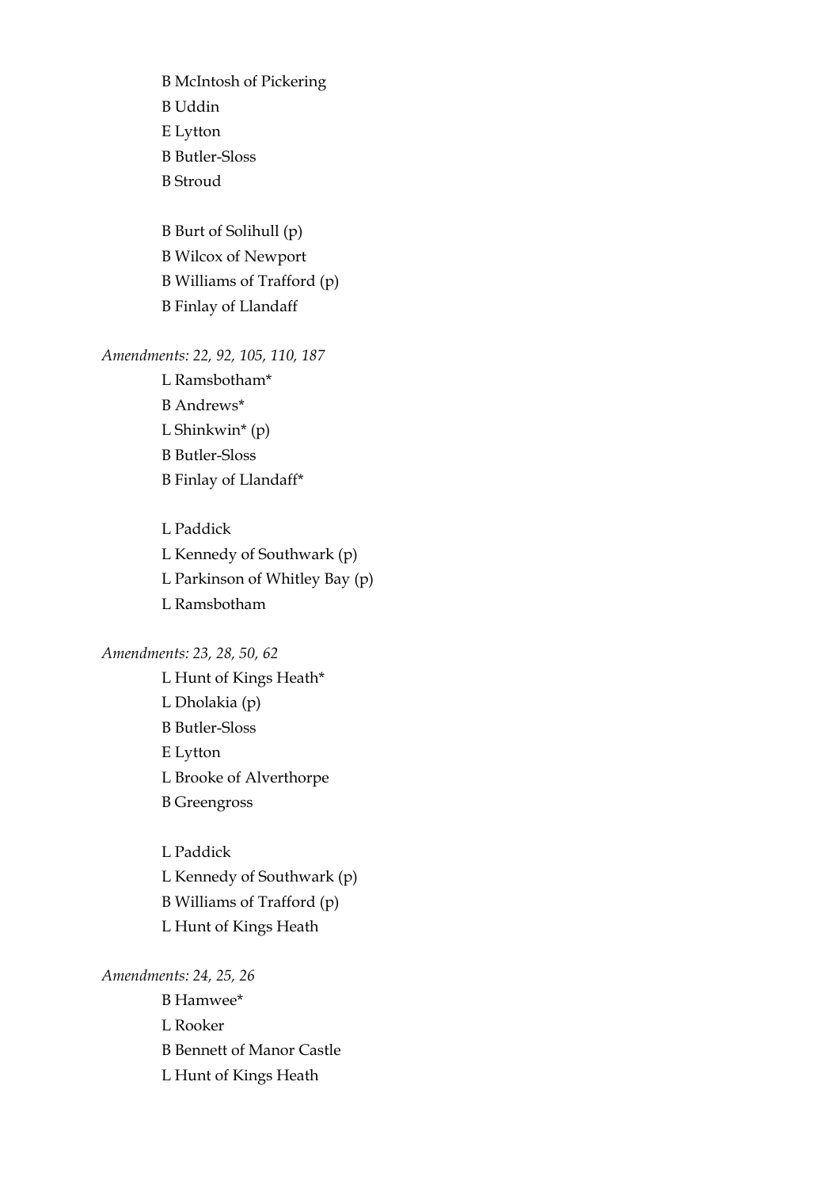B McIntosh of Pickering
B Uddin
E Lytton
B Butler-Sloss
B Stroud

B Burt of Solihull (p)
B Wilcox of Newport
B Williams of Trafford (p)
B Finlay of Llandaff

*Amendments: 22, 92, 105, 110, 187*

L Ramsbotham*
B Andrews*
L Shinkwin* (p)
B Butler-Sloss
B Finlay of Llandaff*

L Paddick
L Kennedy of Southwark (p)
L Parkinson of Whitley Bay (p)
L Ramsbotham

*Amendments: 23, 28, 50, 62*

L Hunt of Kings Heath*
L Dholakia (p)
B Butler-Sloss
E Lytton
L Brooke of Alverthorpe
B Greengross

L Paddick
L Kennedy of Southwark (p)
B Williams of Trafford (p)
L Hunt of Kings Heath

*Amendments: 24, 25, 26*

B Hamwee*
L Rooker
B Bennett of Manor Castle
L Hunt of Kings Heath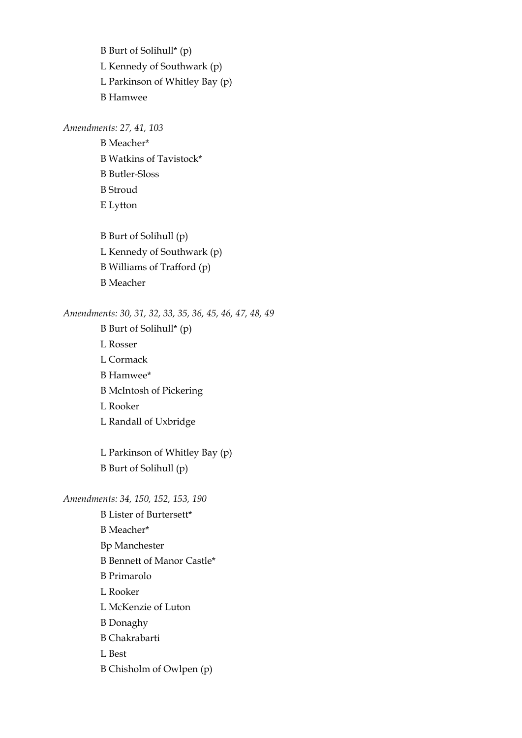B Burt of Solihull* (p)
L Kennedy of Southwark (p)
L Parkinson of Whitley Bay (p)
B Hamwee

*Amendments: 27, 41, 103*

B Meacher*
B Watkins of Tavistock*
B Butler-Sloss
B Stroud
E Lytton

B Burt of Solihull (p)
L Kennedy of Southwark (p)
B Williams of Trafford (p)
B Meacher

*Amendments: 30, 31, 32, 33, 35, 36, 45, 46, 47, 48, 49*

B Burt of Solihull* (p)
L Rosser
L Cormack
B Hamwee*
B McIntosh of Pickering
L Rooker
L Randall of Uxbridge

L Parkinson of Whitley Bay (p)
B Burt of Solihull (p)

*Amendments: 34, 150, 152, 153, 190*

B Lister of Burtersett*
B Meacher*
Bp Manchester
B Bennett of Manor Castle*
B Primarolo
L Rooker
L McKenzie of Luton
B Donaghy
B Chakrabarti
L Best
B Chisholm of Owlpen (p)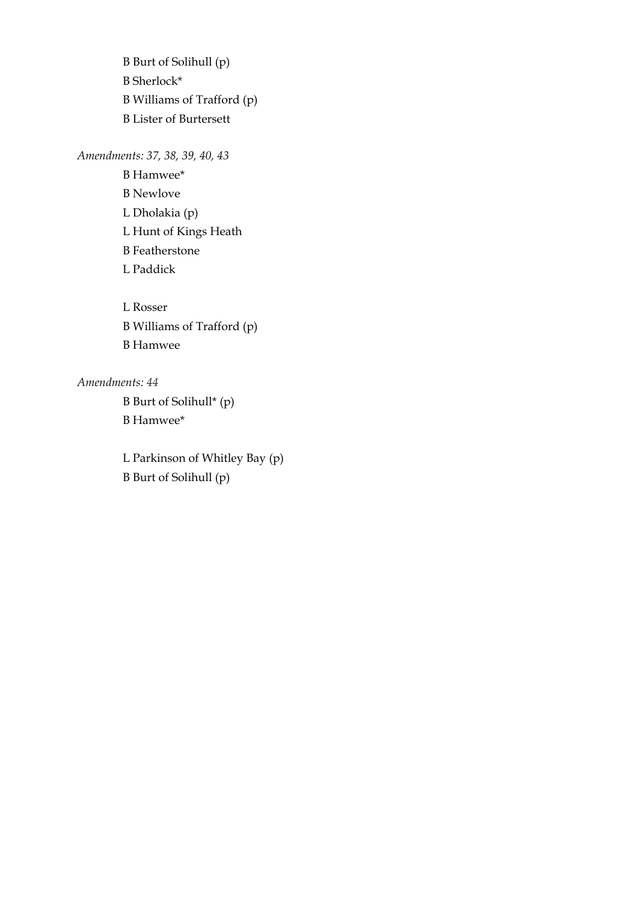B Burt of Solihull (p)  
B Sherlock*  
B Williams of Trafford (p)  
B Lister of Burtersett

*Amendments: 37, 38, 39, 40, 43*

B Hamwee*  
B Newlove  
L Dholakia (p)  
L Hunt of Kings Heath  
B Featherstone  
L Paddick

L Rosser  
B Williams of Trafford (p)  
B Hamwee

*Amendments: 44*

B Burt of Solihull* (p)  
B Hamwee*

L Parkinson of Whitley Bay (p)  
B Burt of Solihull (p)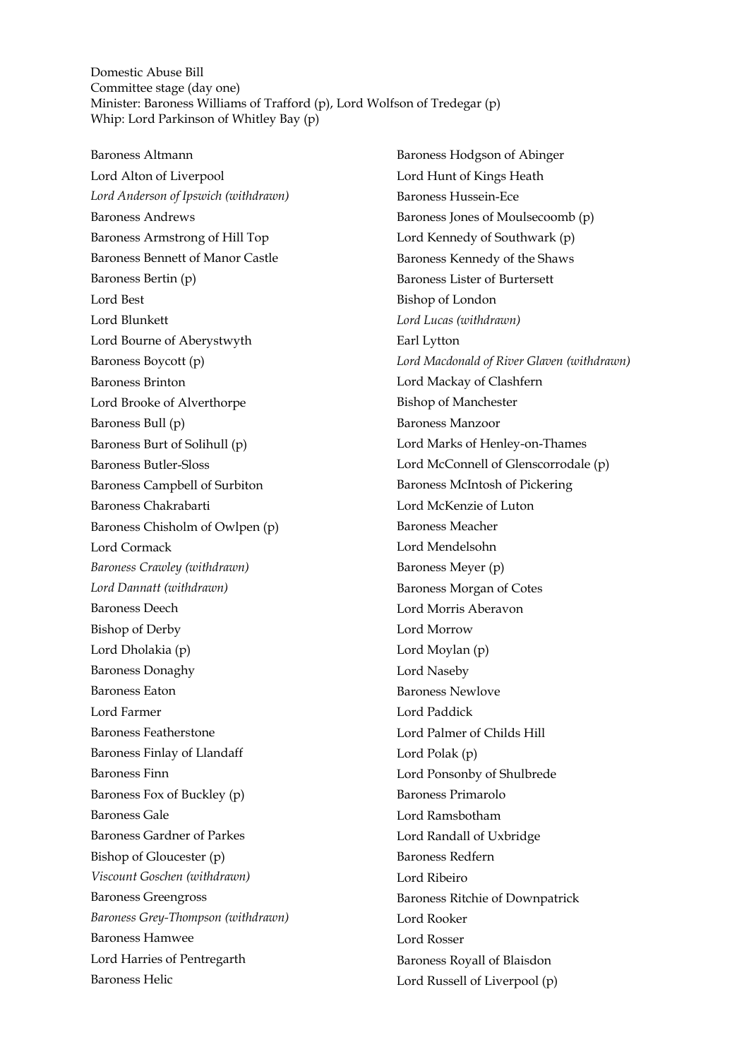Domestic Abuse Bill
Committee stage (day one)
Minister: Baroness Williams of Trafford (p), Lord Wolfson of Tredegar (p)
Whip: Lord Parkinson of Whitley Bay (p)

Baroness Altmann
Lord Alton of Liverpool
*Lord Anderson of Ipswich (withdrawn)*
Baroness Andrews
Baroness Armstrong of Hill Top
Baroness Bennett of Manor Castle
Baroness Bertin (p)
Lord Best
Lord Blunkett
Lord Bourne of Aberystwyth
Baroness Boycott (p)
Baroness Brinton
Lord Brooke of Alverthorpe
Baroness Bull (p)
Baroness Burt of Solihull (p)
Baroness Butler-Sloss
Baroness Campbell of Surbiton
Baroness Chakrabarti
Baroness Chisholm of Owlpen (p)
Lord Cormack
*Baroness Crawley (withdrawn)*
*Lord Dannatt (withdrawn)*
Baroness Deech
Bishop of Derby
Lord Dholakia (p)
Baroness Donaghy
Baroness Eaton
Lord Farmer
Baroness Featherstone
Baroness Finlay of Llandaff
Baroness Finn
Baroness Fox of Buckley (p)
Baroness Gale
Baroness Gardner of Parkes
Bishop of Gloucester (p)
*Viscount Goschen (withdrawn)*
Baroness Greengross
*Baroness Grey-Thompson (withdrawn)*
Baroness Hamwee
Lord Harries of Pentregarth
Baroness Helic
Baroness Hodgson of Abinger
Lord Hunt of Kings Heath
Baroness Hussein-Ece
Baroness Jones of Moulsecoomb (p)
Lord Kennedy of Southwark (p)
Baroness Kennedy of the Shaws
Baroness Lister of Burtersett
Bishop of London
*Lord Lucas (withdrawn)*
Earl Lytton
*Lord Macdonald of River Glaven (withdrawn)*
Lord Mackay of Clashfern
Bishop of Manchester
Baroness Manzoor
Lord Marks of Henley-on-Thames
Lord McConnell of Glenscorrodale (p)
Baroness McIntosh of Pickering
Lord McKenzie of Luton
Baroness Meacher
Lord Mendelsohn
Baroness Meyer (p)
Baroness Morgan of Cotes
Lord Morris Aberavon
Lord Morrow
Lord Moylan (p)
Lord Naseby
Baroness Newlove
Lord Paddick
Lord Palmer of Childs Hill
Lord Polak (p)
Lord Ponsonby of Shulbrede
Baroness Primarolo
Lord Ramsbotham
Lord Randall of Uxbridge
Baroness Redfern
Lord Ribeiro
Baroness Ritchie of Downpatrick
Lord Rooker
Lord Rosser
Baroness Royall of Blaisdon
Lord Russell of Liverpool (p)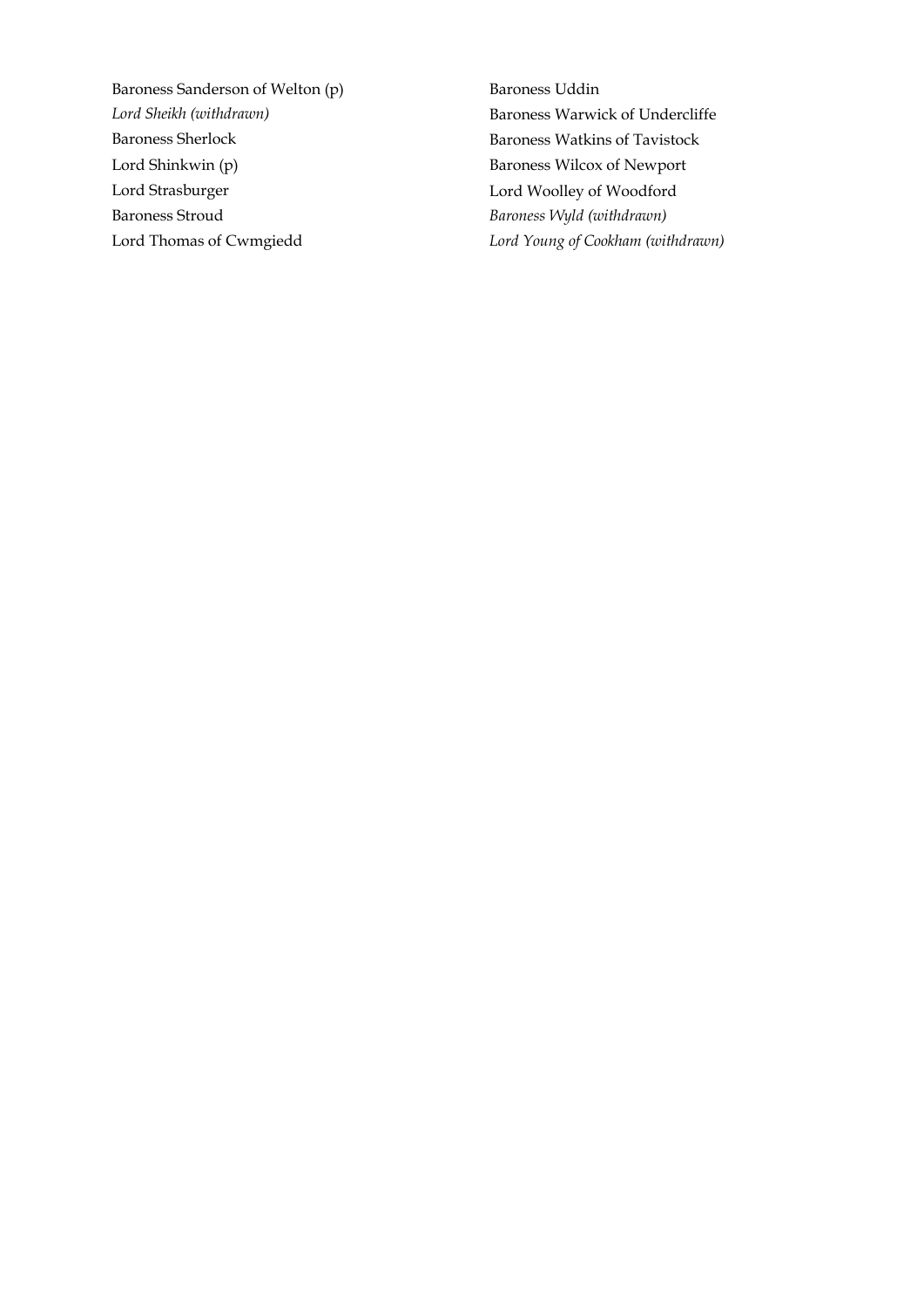Baroness Sanderson of Welton (p)
*Lord Sheikh (withdrawn)*
Baroness Sherlock
Lord Shinkwin (p)
Lord Strasburger
Baroness Stroud
Lord Thomas of Cwmgiedd
Baroness Uddin
Baroness Warwick of Undercliffe
Baroness Watkins of Tavistock
Baroness Wilcox of Newport
Lord Woolley of Woodford
*Baroness Wyld (withdrawn)*
*Lord Young of Cookham (withdrawn)*